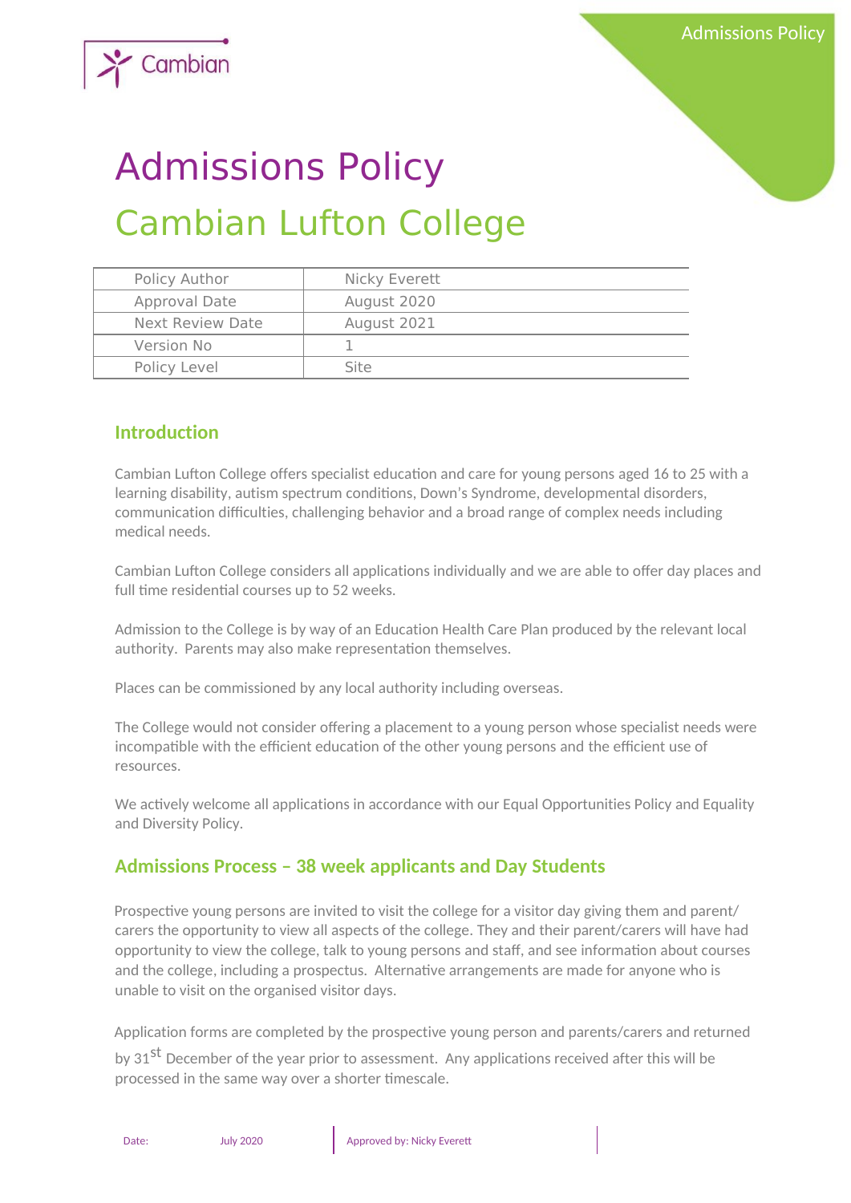# Admissions Policy

## Cambian Lufton College

| Policy Author | Nicky Everett |
|---|---|
| Approval Date | August 2020 |
| Next Review Date | August 2021 |
| Version No | 1 |
| Policy Level | Site |

## Introduction

Cambian Lufton College offers specialist education and care for young persons aged 16 to 25 with a learning disability, autism spectrum conditions, Down's Syndrome, developmental disorders, communication difficulties, challenging behavior and a broad range of complex needs including medical needs.

Cambian Lufton College considers all applications individually and we are able to offer day places and full time residential courses up to 52 weeks.

Admission to the College is by way of an Education Health Care Plan produced by the relevant local authority. Parents may also make representation themselves.

Places can be commissioned by any local authority including overseas.

The College would not consider offering a placement to a young person whose specialist needs were incompatible with the efficient education of the other young persons and the efficient use of resources.

We actively welcome all applications in accordance with our Equal Opportunities Policy and Equality and Diversity Policy.

## Admissions Process – 38 week applicants and Day Students

Prospective young persons are invited to visit the college for a visitor day giving them and parent/ carers the opportunity to view all aspects of the college. They and their parent/carers will have had opportunity to view the college, talk to young persons and staff, and see information about courses and the college, including a prospectus. Alternative arrangements are made for anyone who is unable to visit on the organised visitor days.

Application forms are completed by the prospective young person and parents/carers and returned by 31st December of the year prior to assessment. Any applications received after this will be processed in the same way over a shorter timescale.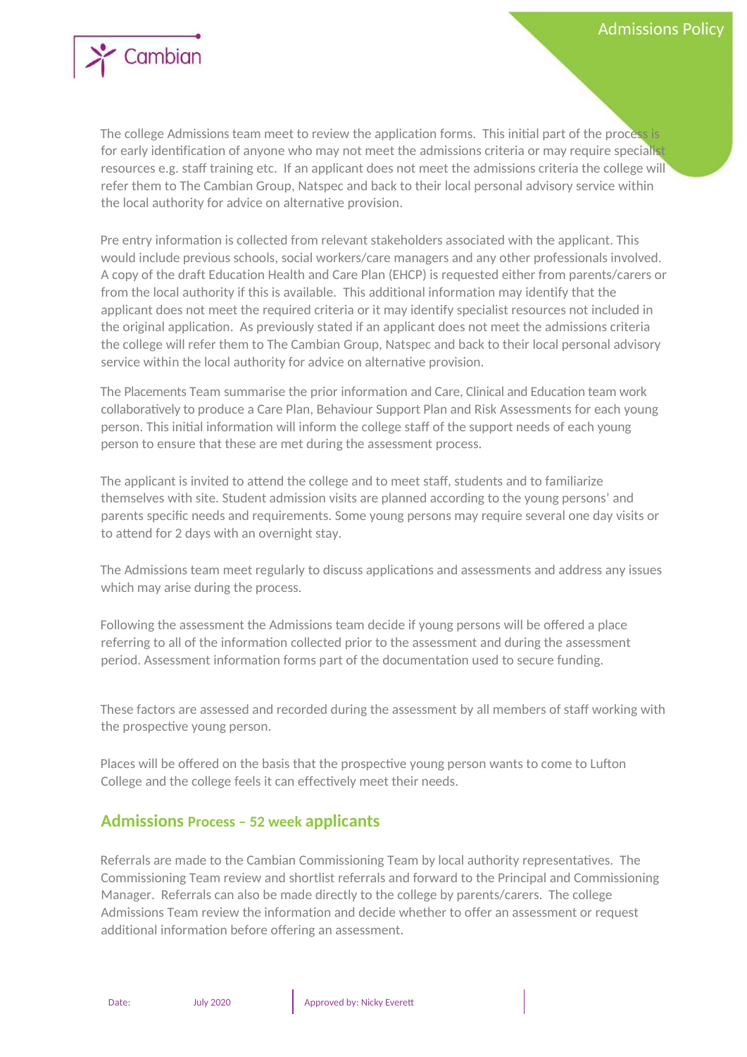The college Admissions team meet to review the application forms. This initial part of the process is for early identification of anyone who may not meet the admissions criteria or may require specialist resources e.g. staff training etc. If an applicant does not meet the admissions criteria the college will refer them to The Cambian Group, Natspec and back to their local personal advisory service within the local authority for advice on alternative provision.

Pre entry information is collected from relevant stakeholders associated with the applicant. This would include previous schools, social workers/care managers and any other professionals involved. A copy of the draft Education Health and Care Plan (EHCP) is requested either from parents/carers or from the local authority if this is available. This additional information may identify that the applicant does not meet the required criteria or it may identify specialist resources not included in the original application. As previously stated if an applicant does not meet the admissions criteria the college will refer them to The Cambian Group, Natspec and back to their local personal advisory service within the local authority for advice on alternative provision.

The Placements Team summarise the prior information and Care, Clinical and Education team work collaboratively to produce a Care Plan, Behaviour Support Plan and Risk Assessments for each young person. This initial information will inform the college staff of the support needs of each young person to ensure that these are met during the assessment process.

The applicant is invited to attend the college and to meet staff, students and to familiarize themselves with site. Student admission visits are planned according to the young persons' and parents specific needs and requirements. Some young persons may require several one day visits or to attend for 2 days with an overnight stay.

The Admissions team meet regularly to discuss applications and assessments and address any issues which may arise during the process.

Following the assessment the Admissions team decide if young persons will be offered a place referring to all of the information collected prior to the assessment and during the assessment period. Assessment information forms part of the documentation used to secure funding.

These factors are assessed and recorded during the assessment by all members of staff working with the prospective young person.

Places will be offered on the basis that the prospective young person wants to come to Lufton College and the college feels it can effectively meet their needs.

## Admissions Process – 52 week applicants

Referrals are made to the Cambian Commissioning Team by local authority representatives. The Commissioning Team review and shortlist referrals and forward to the Principal and Commissioning Manager. Referrals can also be made directly to the college by parents/carers. The college Admissions Team review the information and decide whether to offer an assessment or request additional information before offering an assessment.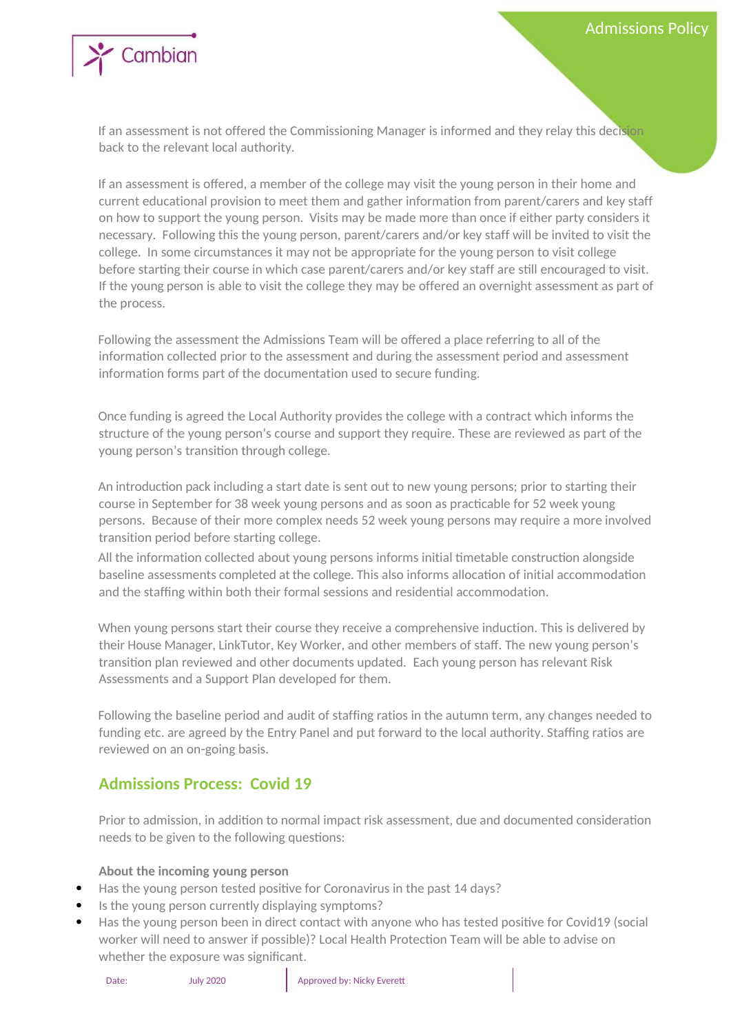If an assessment is not offered the Commissioning Manager is informed and they relay this decision back to the relevant local authority.

If an assessment is offered, a member of the college may visit the young person in their home and current educational provision to meet them and gather information from parent/carers and key staff on how to support the young person. Visits may be made more than once if either party considers it necessary. Following this the young person, parent/carers and/or key staff will be invited to visit the college. In some circumstances it may not be appropriate for the young person to visit college before starting their course in which case parent/carers and/or key staff are still encouraged to visit. If the young person is able to visit the college they may be offered an overnight assessment as part of the process.

Following the assessment the Admissions Team will be offered a place referring to all of the information collected prior to the assessment and during the assessment period and assessment information forms part of the documentation used to secure funding.

Once funding is agreed the Local Authority provides the college with a contract which informs the structure of the young person's course and support they require. These are reviewed as part of the young person's transition through college.

An introduction pack including a start date is sent out to new young persons; prior to starting their course in September for 38 week young persons and as soon as practicable for 52 week young persons. Because of their more complex needs 52 week young persons may require a more involved transition period before starting college.

All the information collected about young persons informs initial timetable construction alongside baseline assessments completed at the college. This also informs allocation of initial accommodation and the staffing within both their formal sessions and residential accommodation.

When young persons start their course they receive a comprehensive induction. This is delivered by their House Manager, LinkTutor, Key Worker, and other members of staff. The new young person's transition plan reviewed and other documents updated. Each young person has relevant Risk Assessments and a Support Plan developed for them.

Following the baseline period and audit of staffing ratios in the autumn term, any changes needed to funding etc. are agreed by the Entry Panel and put forward to the local authority. Staffing ratios are reviewed on an on-going basis.

## Admissions Process: Covid 19

Prior to admission, in addition to normal impact risk assessment, due and documented consideration needs to be given to the following questions:

**About the incoming young person**

- Has the young person tested positive for Coronavirus in the past 14 days?
- Is the young person currently displaying symptoms?
- Has the young person been in direct contact with anyone who has tested positive for Covid19 (social worker will need to answer if possible)? Local Health Protection Team will be able to advise on whether the exposure was significant.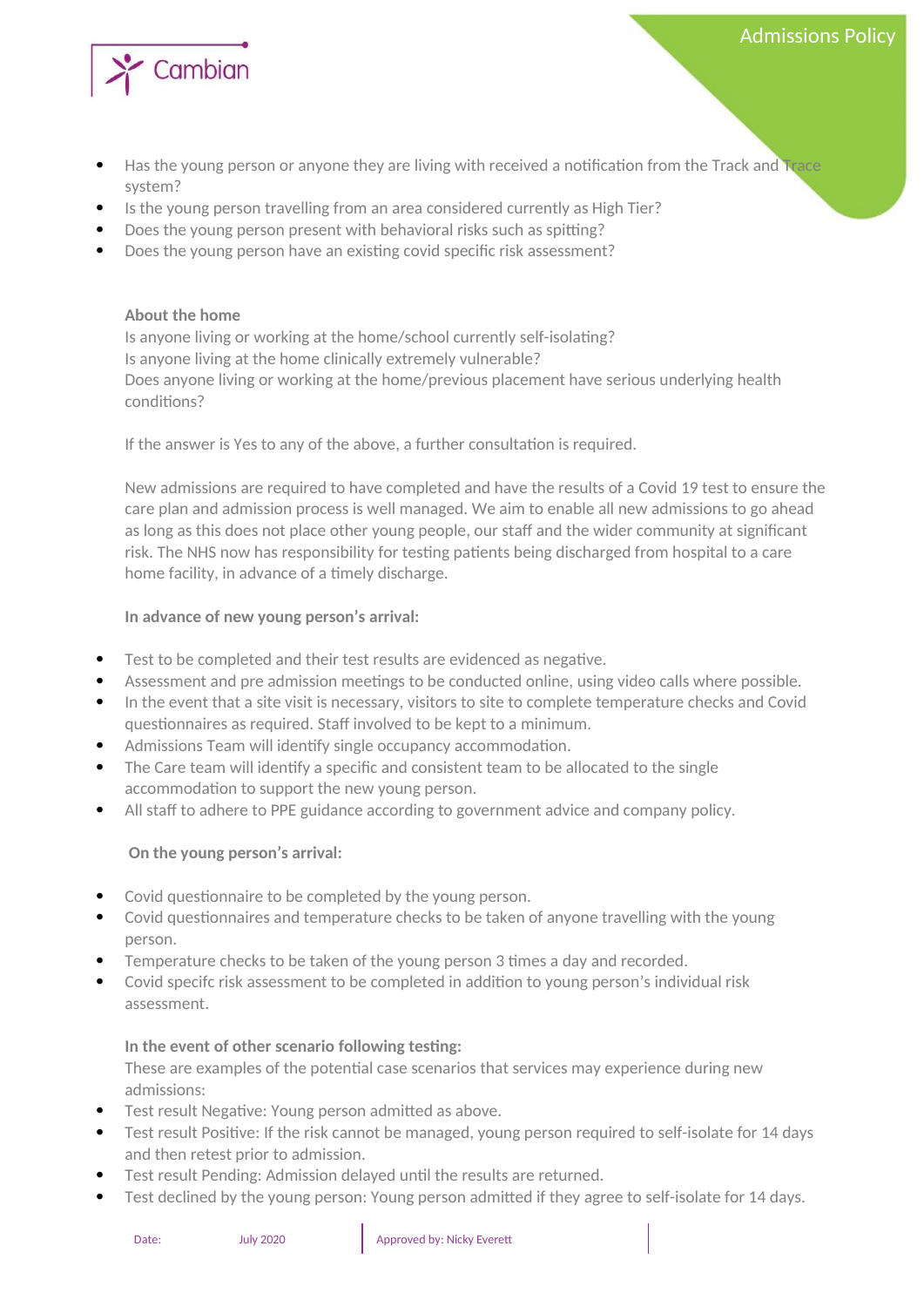- Has the young person or anyone they are living with received a notification from the Track and Trace system?
- Is the young person travelling from an area considered currently as High Tier?
- Does the young person present with behavioral risks such as spitting?
- Does the young person have an existing covid specific risk assessment?

**About the home**

Is anyone living or working at the home/school currently self-isolating?
Is anyone living at the home clinically extremely vulnerable?
Does anyone living or working at the home/previous placement have serious underlying health conditions?

If the answer is Yes to any of the above, a further consultation is required.

New admissions are required to have completed and have the results of a Covid 19 test to ensure the care plan and admission process is well managed. We aim to enable all new admissions to go ahead as long as this does not place other young people, our staff and the wider community at significant risk. The NHS now has responsibility for testing patients being discharged from hospital to a care home facility, in advance of a timely discharge.

**In advance of new young person's arrival:**

- Test to be completed and their test results are evidenced as negative.
- Assessment and pre admission meetings to be conducted online, using video calls where possible.
- In the event that a site visit is necessary, visitors to site to complete temperature checks and Covid questionnaires as required. Staff involved to be kept to a minimum.
- Admissions Team will identify single occupancy accommodation.
- The Care team will identify a specific and consistent team to be allocated to the single accommodation to support the new young person.
- All staff to adhere to PPE guidance according to government advice and company policy.

**On the young person's arrival:**

- Covid questionnaire to be completed by the young person.
- Covid questionnaires and temperature checks to be taken of anyone travelling with the young person.
- Temperature checks to be taken of the young person 3 times a day and recorded.
- Covid specifc risk assessment to be completed in addition to young person's individual risk assessment.

**In the event of other scenario following testing:**

These are examples of the potential case scenarios that services may experience during new admissions:

- Test result Negative: Young person admitted as above.
- Test result Positive: If the risk cannot be managed, young person required to self-isolate for 14 days and then retest prior to admission.
- Test result Pending: Admission delayed until the results are returned.
- Test declined by the young person: Young person admitted if they agree to self-isolate for 14 days.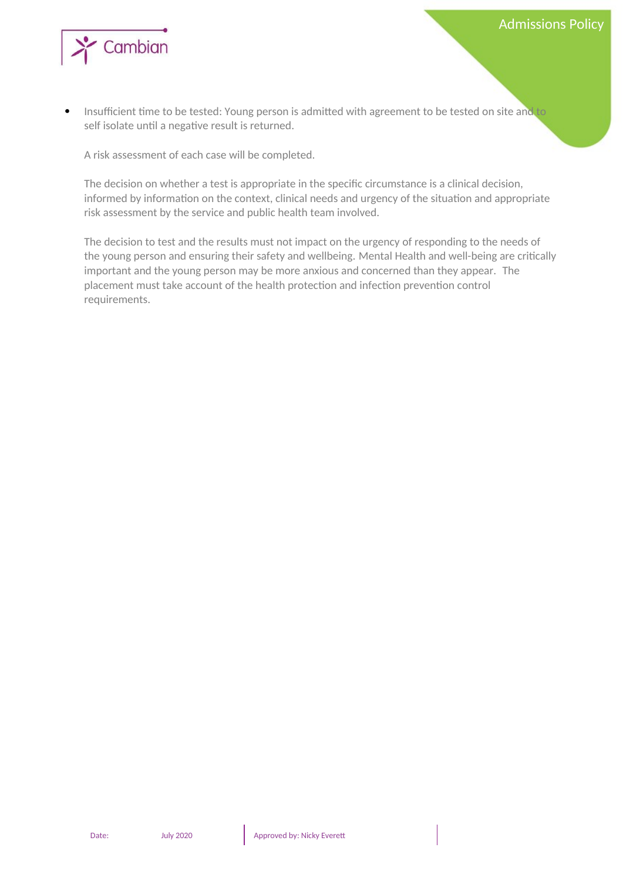- Insufficient time to be tested: Young person is admitted with agreement to be tested on site and to self isolate until a negative result is returned.

  A risk assessment of each case will be completed.

  The decision on whether a test is appropriate in the specific circumstance is a clinical decision, informed by information on the context, clinical needs and urgency of the situation and appropriate risk assessment by the service and public health team involved.

  The decision to test and the results must not impact on the urgency of responding to the needs of the young person and ensuring their safety and wellbeing. Mental Health and well-being are critically important and the young person may be more anxious and concerned than they appear. The placement must take account of the health protection and infection prevention control requirements.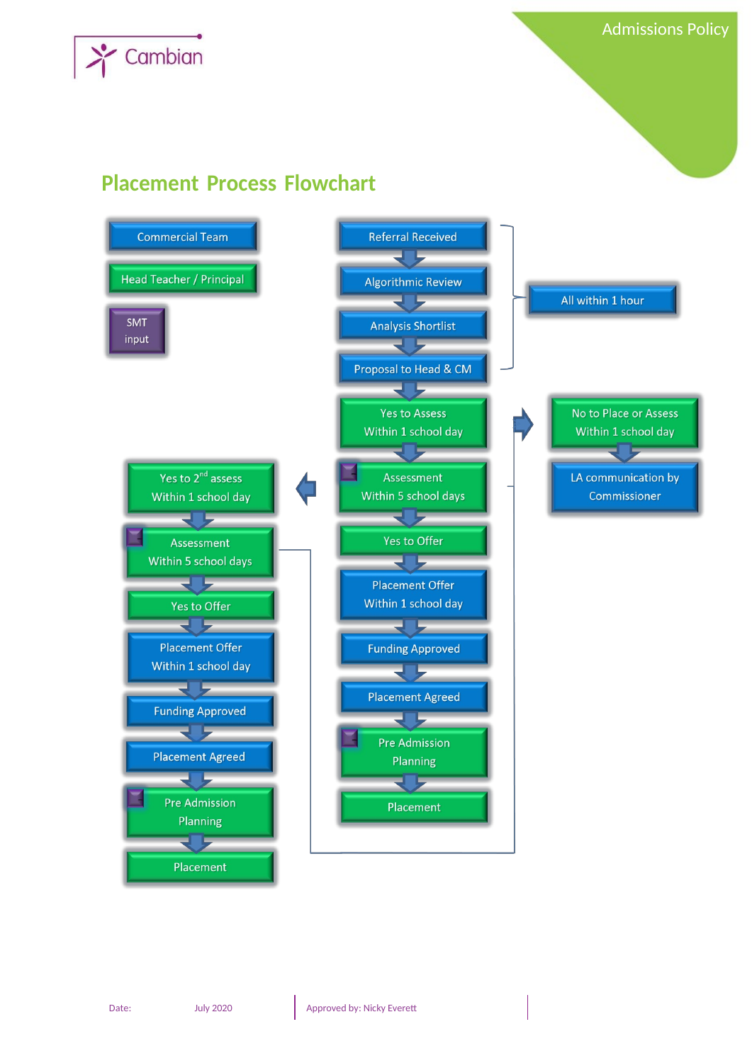## Placement Process Flowchart

Commercial Team

Head Teacher / Principal

SMT input

Referral Received

Algorithmic Review

Analysis Shortlist

Proposal to Head & CM

All within 1 hour

Yes to Assess
Within 1 school day

No to Place or Assess
Within 1 school day

LA communication by Commissioner

Assessment
Within 5 school days

Yes to Offer

Placement Offer
Within 1 school day

Funding Approved

Placement Agreed

Pre Admission Planning

Placement

Yes to 2nd assess
Within 1 school day

Assessment
Within 5 school days

Yes to Offer

Placement Offer
Within 1 school day

Funding Approved

Placement Agreed

Pre Admission Planning

Placement

Date: July 2020

Approved by: Nicky Everett